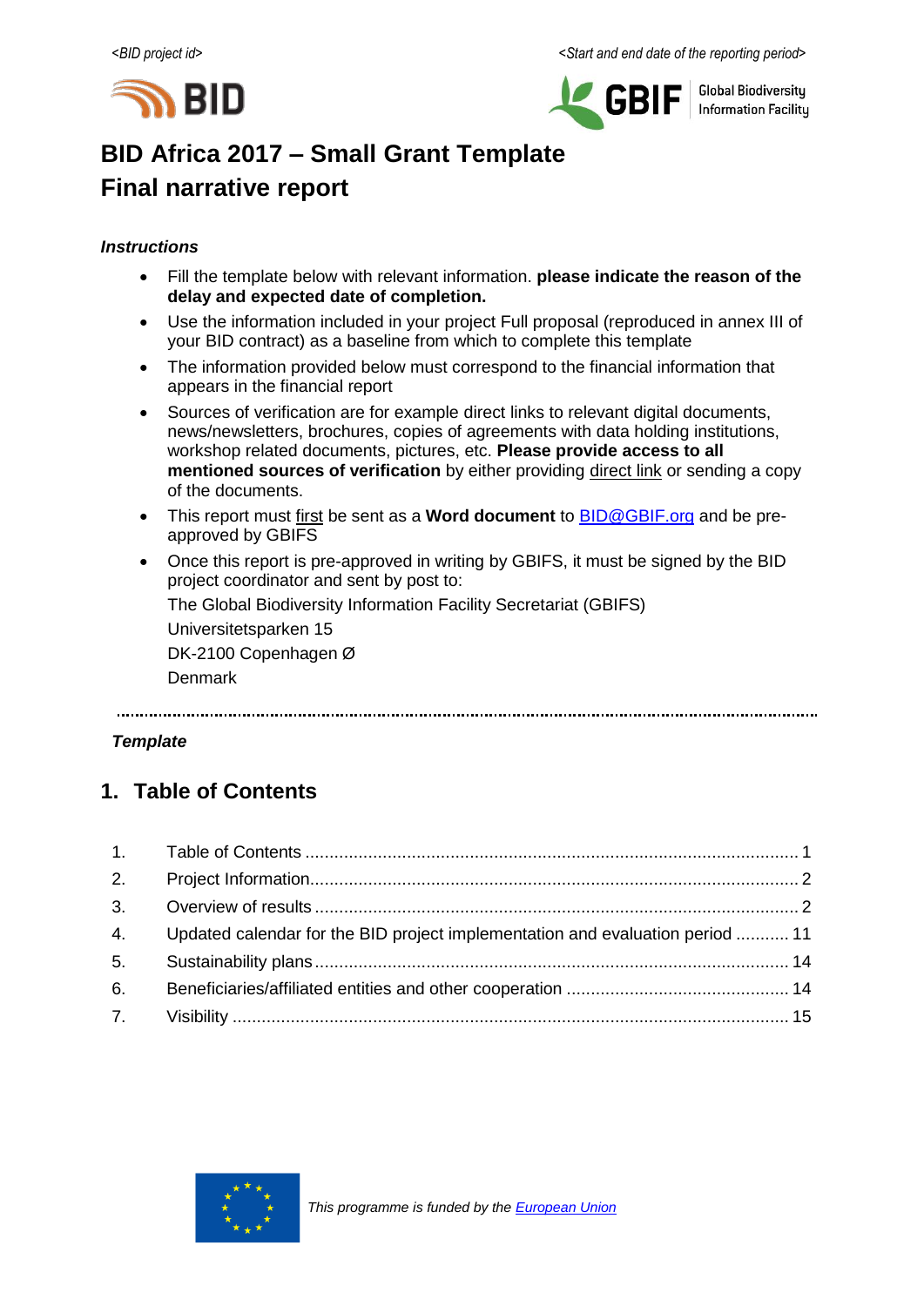*<BID project id>* *<Start and end date of the reporting period>*

# BID Africa 2017 – Small Grant Template
# Final narrative report

***Instructions***

- Fill the template below with relevant information. **please indicate the reason of the delay and expected date of completion.**
- Use the information included in your project Full proposal (reproduced in annex III of your BID contract) as a baseline from which to complete this template
- The information provided below must correspond to the financial information that appears in the financial report
- Sources of verification are for example direct links to relevant digital documents, news/newsletters, brochures, copies of agreements with data holding institutions, workshop related documents, pictures, etc. **Please provide access to all mentioned sources of verification** by either providing direct link or sending a copy of the documents.
- This report must first be sent as a **Word document** to BID@GBIF.org and be pre-approved by GBIFS
- Once this report is pre-approved in writing by GBIFS, it must be signed by the BID project coordinator and sent by post to:

  The Global Biodiversity Information Facility Secretariat (GBIFS)

  Universitetsparken 15

  DK-2100 Copenhagen Ø

  Denmark

---

***Template***

## 1. Table of Contents

1. Table of Contents ..... 1
2. Project Information ..... 2
3. Overview of results ..... 2
4. Updated calendar for the BID project implementation and evaluation period ..... 11
5. Sustainability plans ..... 14
6. Beneficiaries/affiliated entities and other cooperation ..... 14
7. Visibility ..... 15

*This programme is funded by the European Union*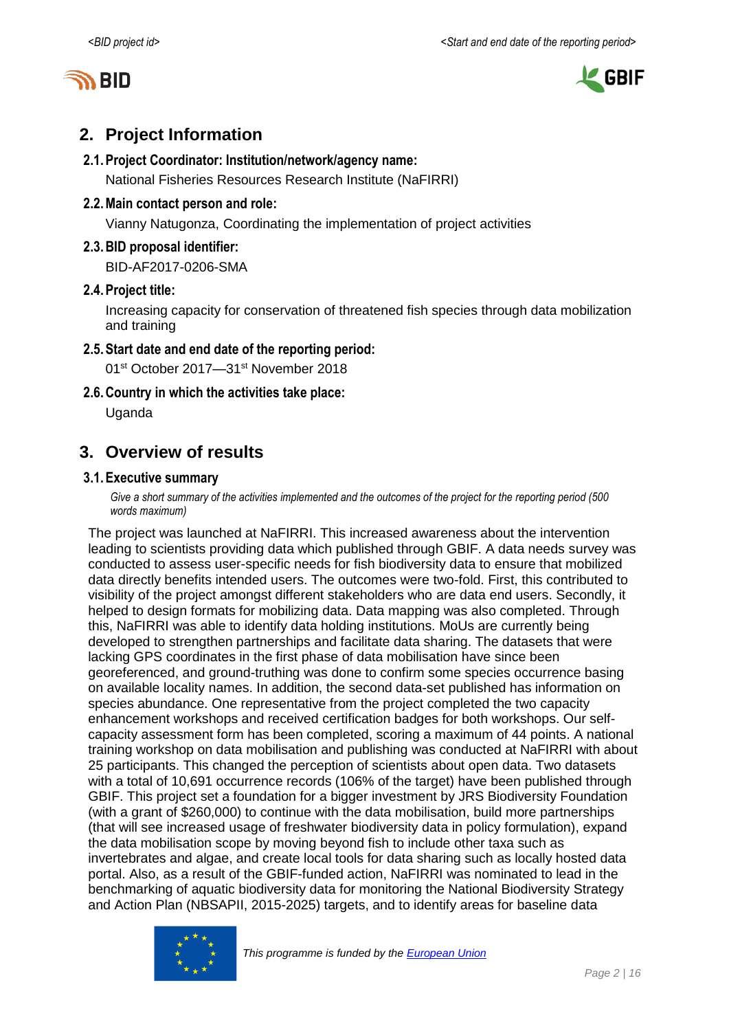## 2. Project Information

### 2.1. Project Coordinator: Institution/network/agency name:

National Fisheries Resources Research Institute (NaFIRRI)

### 2.2. Main contact person and role:

Vianny Natugonza, Coordinating the implementation of project activities

### 2.3. BID proposal identifier:

BID-AF2017-0206-SMA

### 2.4. Project title:

Increasing capacity for conservation of threatened fish species through data mobilization and training

### 2.5. Start date and end date of the reporting period:

01st October 2017—31st November 2018

### 2.6. Country in which the activities take place:

Uganda

## 3. Overview of results

### 3.1. Executive summary

*Give a short summary of the activities implemented and the outcomes of the project for the reporting period (500 words maximum)*

The project was launched at NaFIRRI. This increased awareness about the intervention leading to scientists providing data which published through GBIF. A data needs survey was conducted to assess user-specific needs for fish biodiversity data to ensure that mobilized data directly benefits intended users. The outcomes were two-fold. First, this contributed to visibility of the project amongst different stakeholders who are data end users. Secondly, it helped to design formats for mobilizing data. Data mapping was also completed. Through this, NaFIRRI was able to identify data holding institutions. MoUs are currently being developed to strengthen partnerships and facilitate data sharing. The datasets that were lacking GPS coordinates in the first phase of data mobilisation have since been georeferenced, and ground-truthing was done to confirm some species occurrence basing on available locality names. In addition, the second data-set published has information on species abundance. One representative from the project completed the two capacity enhancement workshops and received certification badges for both workshops. Our self-capacity assessment form has been completed, scoring a maximum of 44 points. A national training workshop on data mobilisation and publishing was conducted at NaFIRRI with about 25 participants. This changed the perception of scientists about open data. Two datasets with a total of 10,691 occurrence records (106% of the target) have been published through GBIF. This project set a foundation for a bigger investment by JRS Biodiversity Foundation (with a grant of $260,000) to continue with the data mobilisation, build more partnerships (that will see increased usage of freshwater biodiversity data in policy formulation), expand the data mobilisation scope by moving beyond fish to include other taxa such as invertebrates and algae, and create local tools for data sharing such as locally hosted data portal. Also, as a result of the GBIF-funded action, NaFIRRI was nominated to lead in the benchmarking of aquatic biodiversity data for monitoring the National Biodiversity Strategy and Action Plan (NBSAPII, 2015-2025) targets, and to identify areas for baseline data

*This programme is funded by the European Union*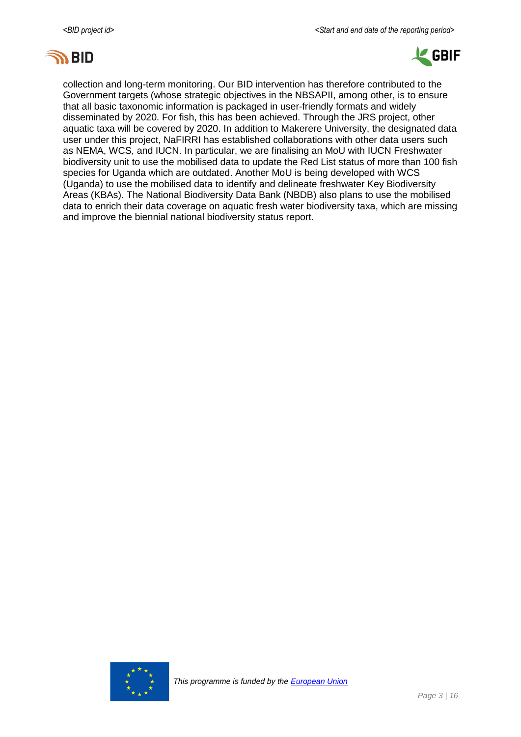collection and long-term monitoring. Our BID intervention has therefore contributed to the Government targets (whose strategic objectives in the NBSAPII, among other, is to ensure that all basic taxonomic information is packaged in user-friendly formats and widely disseminated by 2020. For fish, this has been achieved. Through the JRS project, other aquatic taxa will be covered by 2020. In addition to Makerere University, the designated data user under this project, NaFIRRI has established collaborations with other data users such as NEMA, WCS, and IUCN. In particular, we are finalising an MoU with IUCN Freshwater biodiversity unit to use the mobilised data to update the Red List status of more than 100 fish species for Uganda which are outdated. Another MoU is being developed with WCS (Uganda) to use the mobilised data to identify and delineate freshwater Key Biodiversity Areas (KBAs). The National Biodiversity Data Bank (NBDB) also plans to use the mobilised data to enrich their data coverage on aquatic fresh water biodiversity taxa, which are missing and improve the biennial national biodiversity status report.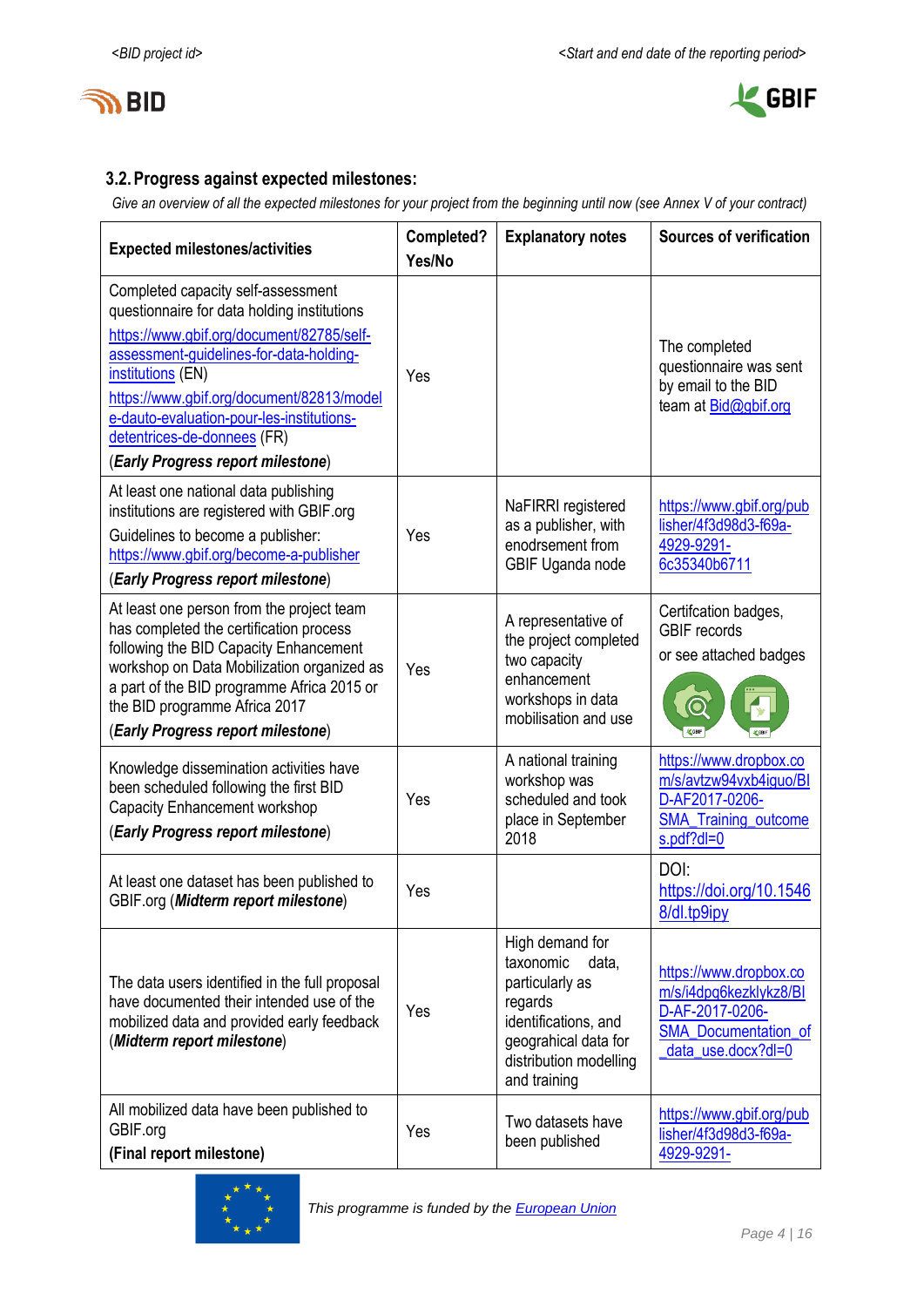### 3.2. Progress against expected milestones:

*Give an overview of all the expected milestones for your project from the beginning until now (see Annex V of your contract)*

| Expected milestones/activities | Completed? Yes/No | Explanatory notes | Sources of verification |
|---|---|---|---|
| Completed capacity self-assessment questionnaire for data holding institutions<br>https://www.gbif.org/document/82785/self-assessment-guidelines-for-data-holding-institutions (EN)<br>https://www.gbif.org/document/82813/modele-dauto-evaluation-pour-les-institutions-detentrices-de-donnees (FR)<br>(***Early Progress report milestone***) | Yes | | The completed questionnaire was sent by email to the BID team at Bid@gbif.org |
| At least one national data publishing institutions are registered with GBIF.org<br>Guidelines to become a publisher: https://www.gbif.org/become-a-publisher<br>(***Early Progress report milestone***) | Yes | NaFIRRI registered as a publisher, with enodrsement from GBIF Uganda node | https://www.gbif.org/publisher/4f3d98d3-f69a-4929-9291-6c35340b6711 |
| At least one person from the project team has completed the certification process following the BID Capacity Enhancement workshop on Data Mobilization organized as a part of the BID programme Africa 2015 or the BID programme Africa 2017<br>(***Early Progress report milestone***) | Yes | A representative of the project completed two capacity enhancement workshops in data mobilisation and use | Certifcation badges, GBIF records<br>or see attached badges |
| Knowledge dissemination activities have been scheduled following the first BID Capacity Enhancement workshop<br>(***Early Progress report milestone***) | Yes | A national training workshop was scheduled and took place in September 2018 | https://www.dropbox.com/s/avtzw94vxb4iguo/BID-AF2017-0206-SMA_Training_outcomes.pdf?dl=0 |
| At least one dataset has been published to GBIF.org (***Midterm report milestone***) | Yes | | DOI: https://doi.org/10.15468/dl.tp9ipy |
| The data users identified in the full proposal have documented their intended use of the mobilized data and provided early feedback (***Midterm report milestone***) | Yes | High demand for taxonomic data, particularly as regards identifications, and geograhical data for distribution modelling and training | https://www.dropbox.com/s/i4dpq6kezklykz8/BID-AF-2017-0206-SMA_Documentation_of_data_use.docx?dl=0 |
| All mobilized data have been published to GBIF.org<br>**(Final report milestone)** | Yes | Two datasets have been published | https://www.gbif.org/publisher/4f3d98d3-f69a-4929-9291- |

*This programme is funded by the European Union*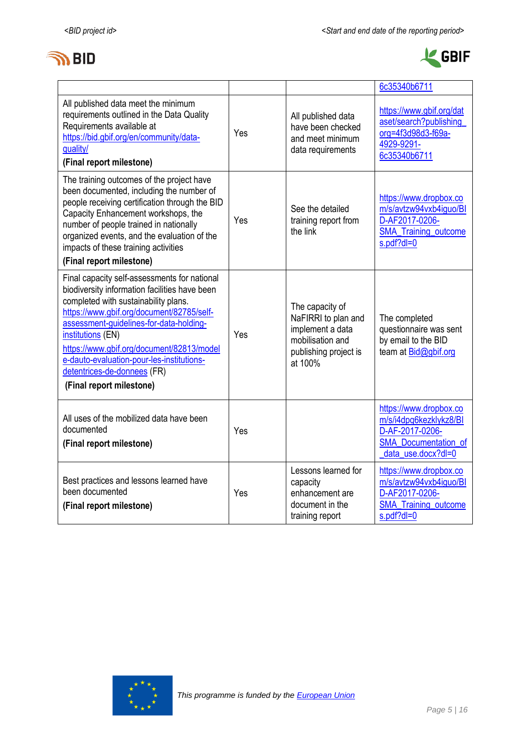| | | | |
|---|---|---|---|
| | | | 6c35340b6711 |
| All published data meet the minimum requirements outlined in the Data Quality Requirements available at https://bid.gbif.org/en/community/data-quality/ **(Final report milestone)** | Yes | All published data have been checked and meet minimum data requirements | https://www.gbif.org/dataset/search?publishing_org=4f3d98d3-f69a-4929-9291-6c35340b6711 |
| The training outcomes of the project have been documented, including the number of people receiving certification through the BID Capacity Enhancement workshops, the number of people trained in nationally organized events, and the evaluation of the impacts of these training activities **(Final report milestone)** | Yes | See the detailed training report from the link | https://www.dropbox.com/s/avtzw94vxb4iguo/BID-AF2017-0206-SMA_Training_outcomes.pdf?dl=0 |
| Final capacity self-assessments for national biodiversity information facilities have been completed with sustainability plans. https://www.gbif.org/document/82785/self-assessment-guidelines-for-data-holding-institutions (EN) https://www.gbif.org/document/82813/modele-dauto-evaluation-pour-les-institutions-detentrices-de-donnees (FR) **(Final report milestone)** | Yes | The capacity of NaFIRRI to plan and implement a data mobilisation and publishing project is at 100% | The completed questionnaire was sent by email to the BID team at Bid@gbif.org |
| All uses of the mobilized data have been documented **(Final report milestone)** | Yes | | https://www.dropbox.com/s/i4dpq6kezklykz8/BID-AF-2017-0206-SMA_Documentation_of_data_use.docx?dl=0 |
| Best practices and lessons learned have been documented **(Final report milestone)** | Yes | Lessons learned for capacity enhancement are document in the training report | https://www.dropbox.com/s/avtzw94vxb4iguo/BID-AF2017-0206-SMA_Training_outcomes.pdf?dl=0 |

*This programme is funded by the European Union*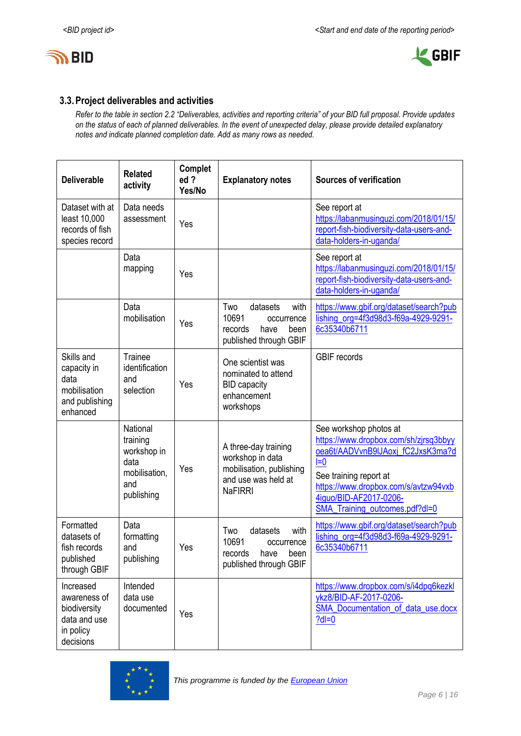### 3.3. Project deliverables and activities

*Refer to the table in section 2.2 "Deliverables, activities and reporting criteria" of your BID full proposal. Provide updates on the status of each of planned deliverables. In the event of unexpected delay, please provide detailed explanatory notes and indicate planned completion date. Add as many rows as needed.*

| Deliverable | Related activity | Completed ? Yes/No | Explanatory notes | Sources of verification |
|---|---|---|---|---|
| Dataset with at least 10,000 records of fish species record | Data needs assessment | Yes | | See report at https://labanmusinguzi.com/2018/01/15/report-fish-biodiversity-data-users-and-data-holders-in-uganda/ |
| | Data mapping | Yes | | See report at https://labanmusinguzi.com/2018/01/15/report-fish-biodiversity-data-users-and-data-holders-in-uganda/ |
| | Data mobilisation | Yes | Two datasets with 10691 occurrence records have been published through GBIF | https://www.gbif.org/dataset/search?publishing_org=4f3d98d3-f69a-4929-9291-6c35340b6711 |
| Skills and capacity in data mobilisation and publishing enhanced | Trainee identification and selection | Yes | One scientist was nominated to attend BID capacity enhancement workshops | GBIF records |
| | National training workshop in data mobilisation, and publishing | Yes | A three-day training workshop in data mobilisation, publishing and use was held at NaFIRRI | See workshop photos at https://www.dropbox.com/sh/zjrsq3bbyyoea6t/AADVvnB9lJAoxj_fC2JxsK3ma?dl=0 See training report at https://www.dropbox.com/s/avtzw94vxb4iguo/BID-AF2017-0206-SMA_Training_outcomes.pdf?dl=0 |
| Formatted datasets of fish records published through GBIF | Data formatting and publishing | Yes | Two datasets with 10691 occurrence records have been published through GBIF | https://www.gbif.org/dataset/search?publishing_org=4f3d98d3-f69a-4929-9291-6c35340b6711 |
| Increased awareness of biodiversity data and use in policy decisions | Intended data use documented | Yes | | https://www.dropbox.com/s/i4dpq6kezklykz8/BID-AF-2017-0206-SMA_Documentation_of_data_use.docx?dl=0 |

This programme is funded by the European Union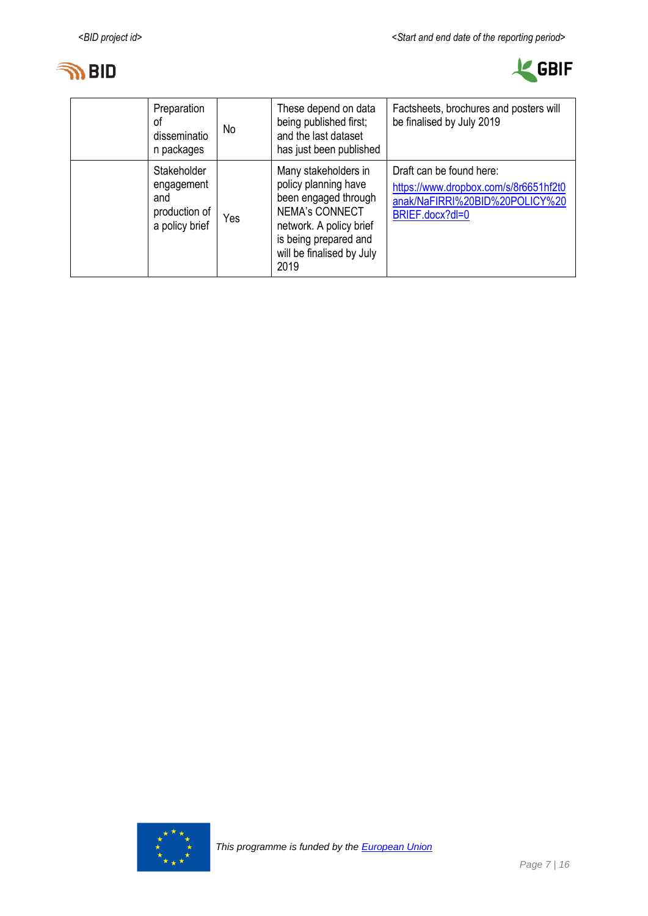|  |  |  |  |  |
|---|---|---|---|---|
|  | Preparation of dissemination packages | No | These depend on data being published first; and the last dataset has just been published | Factsheets, brochures and posters will be finalised by July 2019 |
|  | Stakeholder engagement and production of a policy brief | Yes | Many stakeholders in policy planning have been engaged through NEMA's CONNECT network. A policy brief is being prepared and will be finalised by July 2019 | Draft can be found here: [https://www.dropbox.com/s/8r6651hf2t0anak/NaFIRRI%20BID%20POLICY%20BRIEF.docx?dl=0](https://www.dropbox.com/s/8r6651hf2t0anak/NaFIRRI%20BID%20POLICY%20BRIEF.docx?dl=0) |

*This programme is funded by the [European Union](#)*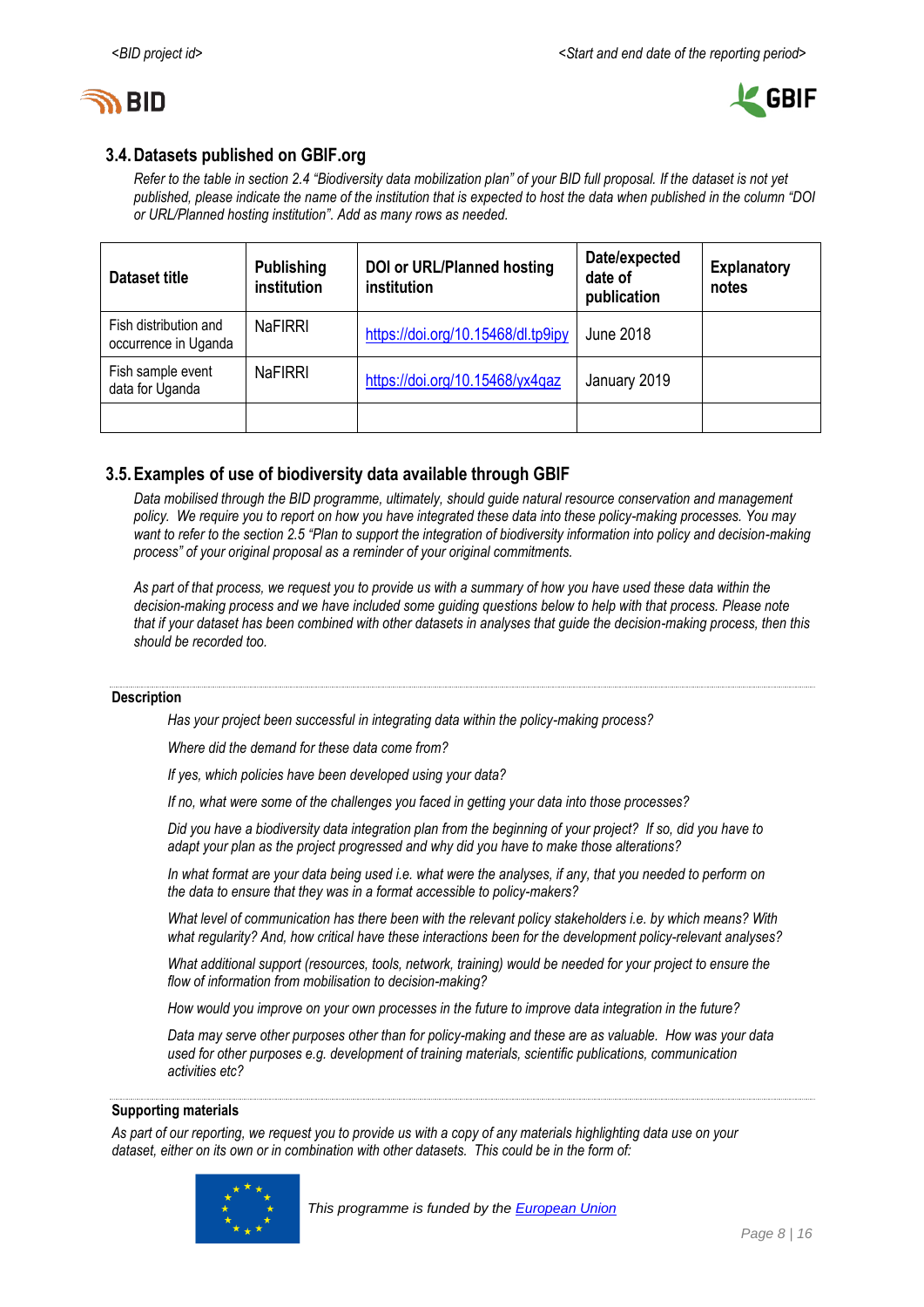## 3.4. Datasets published on GBIF.org

*Refer to the table in section 2.4 "Biodiversity data mobilization plan" of your BID full proposal. If the dataset is not yet published, please indicate the name of the institution that is expected to host the data when published in the column "DOI or URL/Planned hosting institution". Add as many rows as needed.*

| Dataset title | Publishing institution | DOI or URL/Planned hosting institution | Date/expected date of publication | Explanatory notes |
|---|---|---|---|---|
| Fish distribution and occurrence in Uganda | NaFIRRI | https://doi.org/10.15468/dl.tp9ipy | June 2018 | |
| Fish sample event data for Uganda | NaFIRRI | https://doi.org/10.15468/yx4qaz | January 2019 | |
| | | | | |

## 3.5. Examples of use of biodiversity data available through GBIF

*Data mobilised through the BID programme, ultimately, should guide natural resource conservation and management policy. We require you to report on how you have integrated these data into these policy-making processes. You may want to refer to the section 2.5 "Plan to support the integration of biodiversity information into policy and decision-making process" of your original proposal as a reminder of your original commitments.*

*As part of that process, we request you to provide us with a summary of how you have used these data within the decision-making process and we have included some guiding questions below to help with that process. Please note that if your dataset has been combined with other datasets in analyses that guide the decision-making process, then this should be recorded too.*

**Description**

*Has your project been successful in integrating data within the policy-making process?*

*Where did the demand for these data come from?*

*If yes, which policies have been developed using your data?*

*If no, what were some of the challenges you faced in getting your data into those processes?*

*Did you have a biodiversity data integration plan from the beginning of your project? If so, did you have to adapt your plan as the project progressed and why did you have to make those alterations?*

*In what format are your data being used i.e. what were the analyses, if any, that you needed to perform on the data to ensure that they was in a format accessible to policy-makers?*

*What level of communication has there been with the relevant policy stakeholders i.e. by which means? With what regularity? And, how critical have these interactions been for the development policy-relevant analyses?*

*What additional support (resources, tools, network, training) would be needed for your project to ensure the flow of information from mobilisation to decision-making?*

*How would you improve on your own processes in the future to improve data integration in the future?*

*Data may serve other purposes other than for policy-making and these are as valuable. How was your data used for other purposes e.g. development of training materials, scientific publications, communication activities etc?*

**Supporting materials**

*As part of our reporting, we request you to provide us with a copy of any materials highlighting data use on your dataset, either on its own or in combination with other datasets. This could be in the form of:*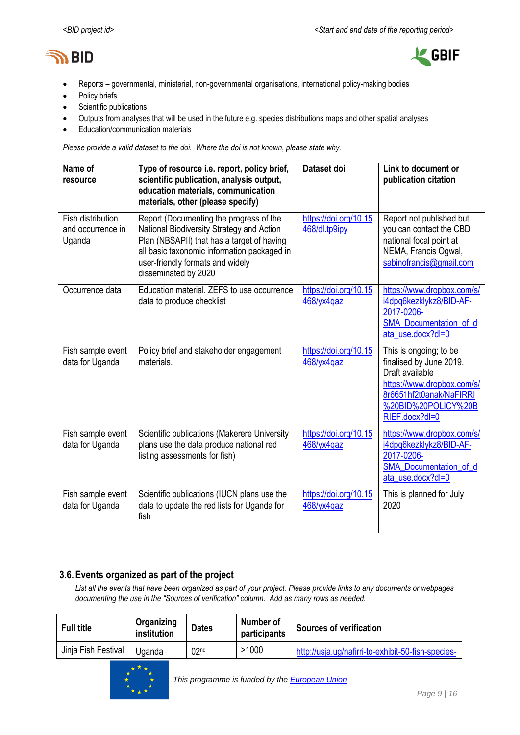- Reports – governmental, ministerial, non-governmental organisations, international policy-making bodies
- Policy briefs
- Scientific publications
- Outputs from analyses that will be used in the future e.g. species distributions maps and other spatial analyses
- Education/communication materials

*Please provide a valid dataset to the doi. Where the doi is not known, please state why.*

| Name of resource | Type of resource i.e. report, policy brief, scientific publication, analysis output, education materials, communication materials, other (please specify) | Dataset doi | Link to document or publication citation |
|---|---|---|---|
| Fish distribution and occurrence in Uganda | Report (Documenting the progress of the National Biodiversity Strategy and Action Plan (NBSAPII) that has a target of having all basic taxonomic information packaged in user-friendly formats and widely disseminated by 2020 | https://doi.org/10.15468/dl.tp9ipy | Report not published but you can contact the CBD national focal point at NEMA, Francis Ogwal, sabinofrancis@gmail.com |
| Occurrence data | Education material. ZEFS to use occurrence data to produce checklist | https://doi.org/10.15468/yx4qaz | https://www.dropbox.com/s/i4dpq6kezklykz8/BID-AF-2017-0206-SMA_Documentation_of_data_use.docx?dl=0 |
| Fish sample event data for Uganda | Policy brief and stakeholder engagement materials. | https://doi.org/10.15468/yx4qaz | This is ongoing; to be finalised by June 2019. Draft available https://www.dropbox.com/s/8r6651hf2t0anak/NaFIRRI%20BID%20POLICY%20BRIEF.docx?dl=0 |
| Fish sample event data for Uganda | Scientific publications (Makerere University plans use the data produce national red listing assessments for fish) | https://doi.org/10.15468/yx4qaz | https://www.dropbox.com/s/i4dpq6kezklykz8/BID-AF-2017-0206-SMA_Documentation_of_data_use.docx?dl=0 |
| Fish sample event data for Uganda | Scientific publications (IUCN plans use the data to update the red lists for Uganda for fish | https://doi.org/10.15468/yx4qaz | This is planned for July 2020 |

## 3.6. Events organized as part of the project

*List all the events that have been organized as part of your project. Please provide links to any documents or webpages documenting the use in the "Sources of verification" column. Add as many rows as needed.*

| Full title | Organizing institution | Dates | Number of participants | Sources of verification |
|---|---|---|---|---|
| Jinja Fish Festival | Uganda | 02nd | >1000 | http://usja.ug/nafirri-to-exhibit-50-fish-species- |

*This programme is funded by the European Union*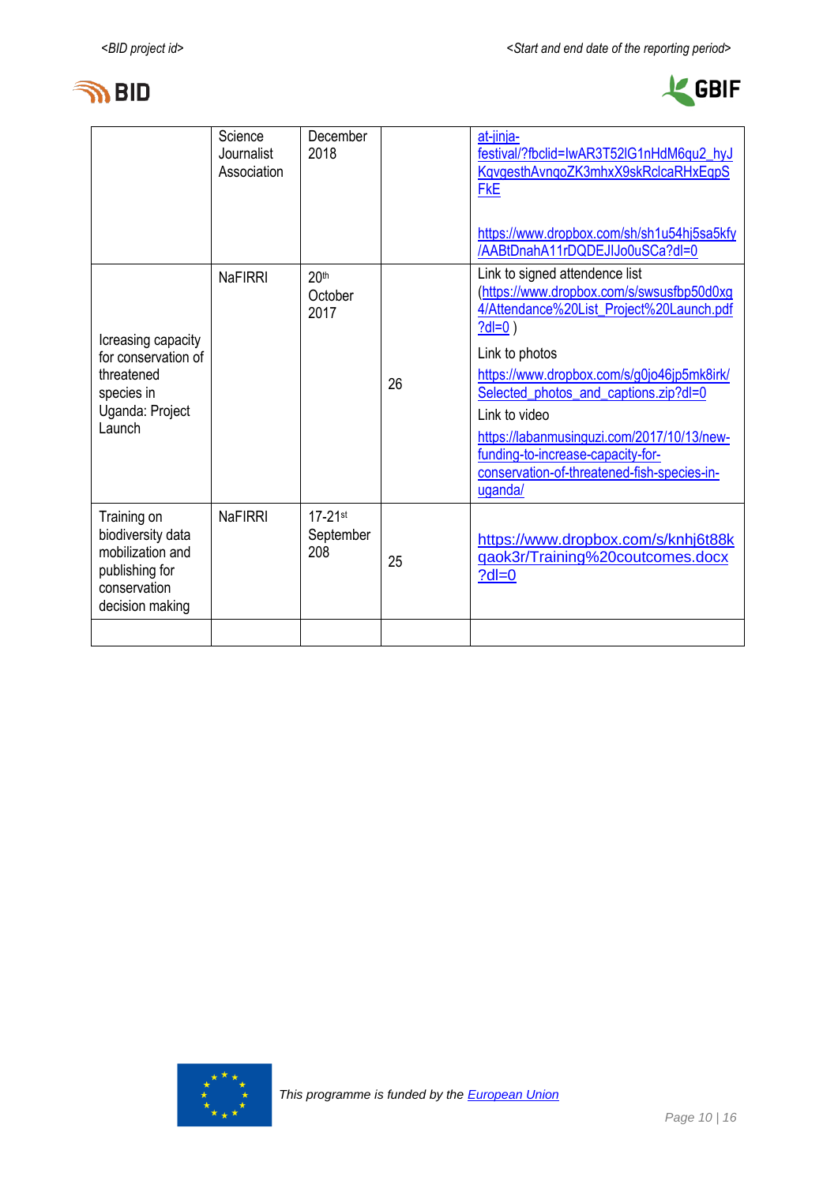|  | Science Journalist Association | December 2018 |  | at-jinja-festival/?fbclid=IwAR3T52lG1nHdM6qu2_hyJKqvgesthAvnqoZK3mhxX9skRclcaRHxEqpSFkE<br><br>https://www.dropbox.com/sh/sh1u54hj5sa5kfy/AABtDnahA11rDQDEJIJo0uSCa?dl=0 |
|---|---|---|---|---|
| Icreasing capacity for conservation of threatened species in Uganda: Project Launch | NaFIRRI | 20th October 2017 | 26 | Link to signed attendence list (https://www.dropbox.com/s/swsusfbp50d0xq4/Attendance%20List_Project%20Launch.pdf?dl=0 )<br>Link to photos<br>https://www.dropbox.com/s/g0jo46jp5mk8irk/Selected_photos_and_captions.zip?dl=0<br>Link to video<br>https://labanmusinguzi.com/2017/10/13/new-funding-to-increase-capacity-for-conservation-of-threatened-fish-species-in-uganda/ |
| Training on biodiversity data mobilization and publishing for conservation decision making | NaFIRRI | 17-21st September 208 | 25 | https://www.dropbox.com/s/knhj6t88kqaok3r/Training%20coutcomes.docx?dl=0 |
|  |  |  |  |  |

*This programme is funded by the European Union*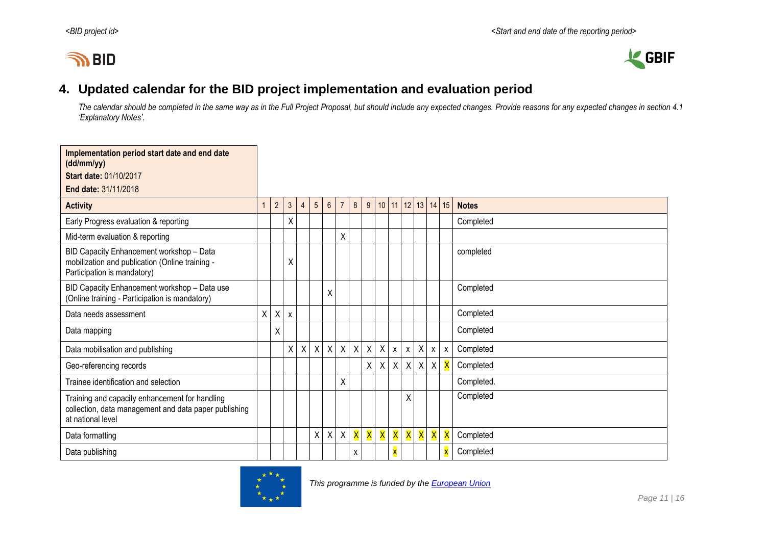## 4. Updated calendar for the BID project implementation and evaluation period

*The calendar should be completed in the same way as in the Full Project Proposal, but should include any expected changes. Provide reasons for any expected changes in section 4.1 'Explanatory Notes'.*

| **Implementation period start date and end date (dd/mm/yy)**<br>**Start date:** 01/10/2017<br>**End date:** 31/11/2018 | | | | | | | | | | | | | | | | |
|---|---|---|---|---|---|---|---|---|---|---|---|---|---|---|---|---|
| **Activity** | 1 | 2 | 3 | 4 | 5 | 6 | 7 | 8 | 9 | 10 | 11 | 12 | 13 | 14 | 15 | **Notes** |
| Early Progress evaluation & reporting | | | X | | | | | | | | | | | | | Completed |
| Mid-term evaluation & reporting | | | | | | | X | | | | | | | | | |
| BID Capacity Enhancement workshop – Data mobilization and publication (Online training - Participation is mandatory) | | | X | | | | | | | | | | | | | completed |
| BID Capacity Enhancement workshop – Data use (Online training - Participation is mandatory) | | | | | | X | | | | | | | | | | Completed |
| Data needs assessment | X | X | x | | | | | | | | | | | | | Completed |
| Data mapping | | X | | | | | | | | | | | | | | Completed |
| Data mobilisation and publishing | | | X | X | X | X | X | X | X | X | x | x | X | x | x | Completed |
| Geo-referencing records | | | | | | | | | X | X | X | X | X | X | X | Completed |
| Trainee identification and selection | | | | | | | X | | | | | | | | | Completed. |
| Training and capacity enhancement for handling collection, data management and data paper publishing at national level | | | | | | | | | | | | X | | | | Completed |
| Data formatting | | | | | X | X | X | X | X | X | X | X | X | X | X | Completed |
| Data publishing | | | | | | | | x | | | x | | | | x | Completed |

*This programme is funded by the European Union*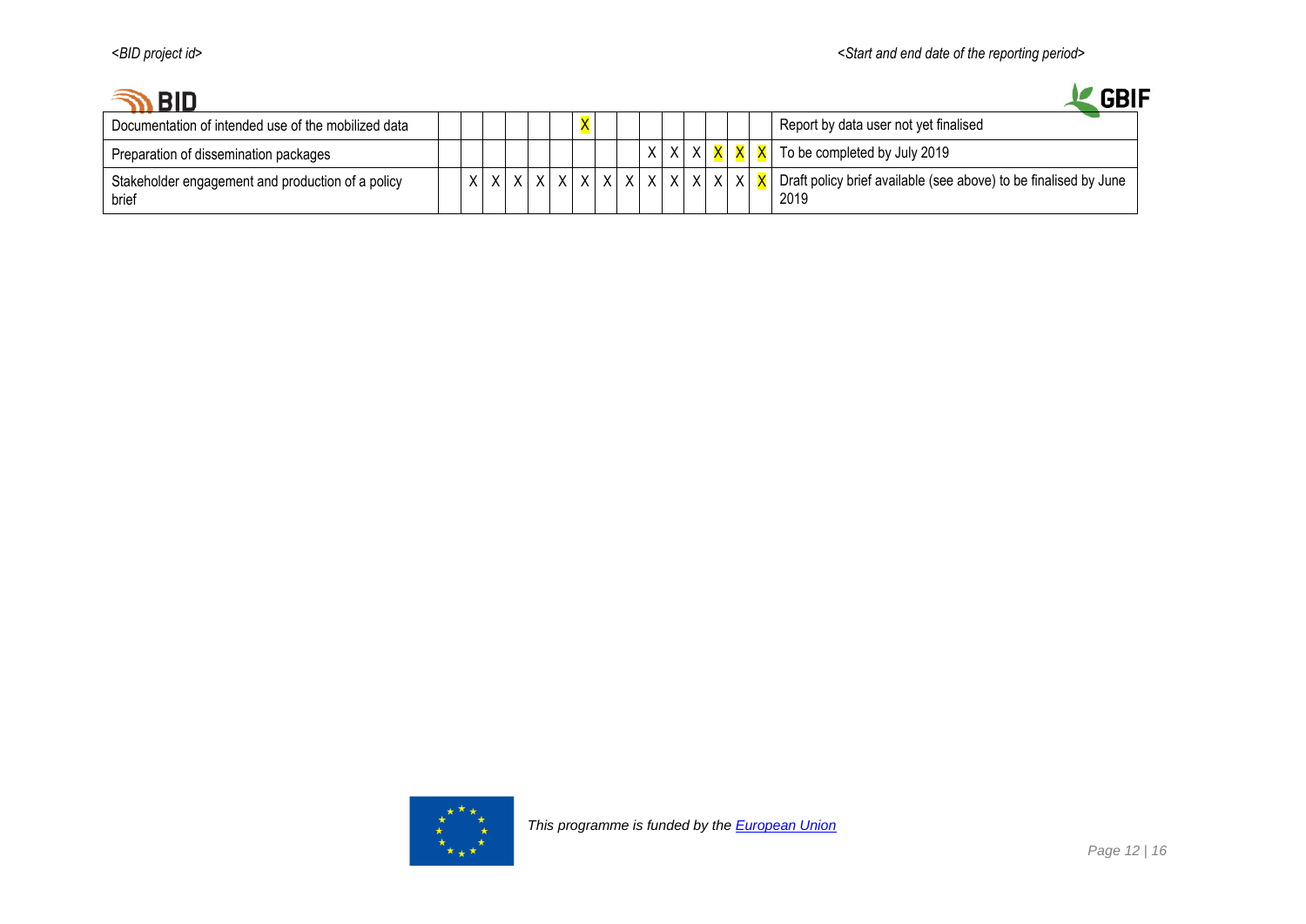| | | | | | | | | | | | | | | | | |
|---|---|---|---|---|---|---|---|---|---|---|---|---|---|---|---|---|
| Documentation of intended use of the mobilized data | | | | | | | X | | | | | | | | | Report by data user not yet finalised |
| Preparation of dissemination packages | | | | | | | | | | X | X | X | X | X | X | To be completed by July 2019 |
| Stakeholder engagement and production of a policy brief | | X | X | X | X | X | X | X | X | X | X | X | X | X | X | Draft policy brief available (see above) to be finalised by June 2019 |

*This programme is funded by the European Union*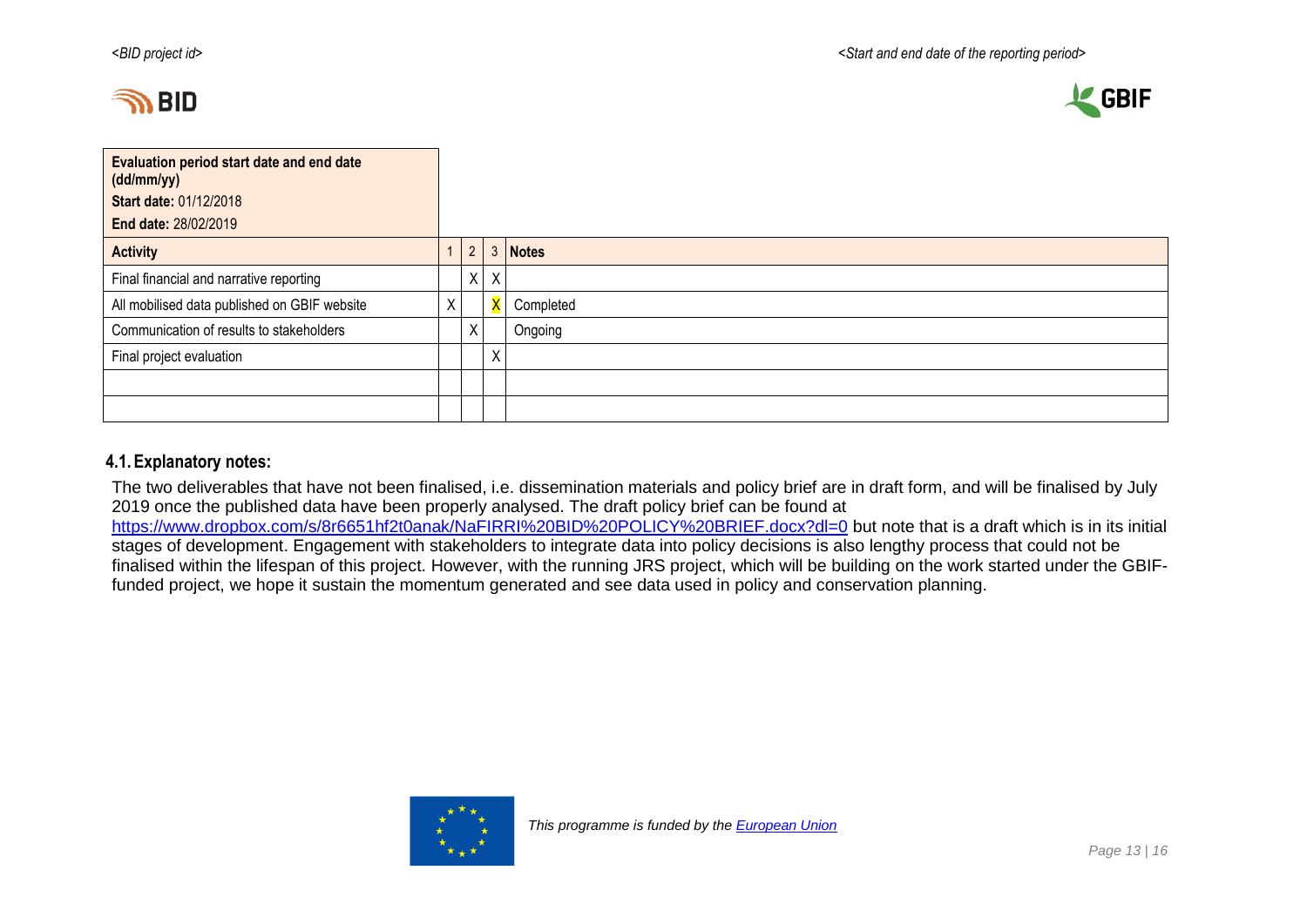| Evaluation period start date and end date (dd/mm/yy)<br>**Start date:** 01/12/2018<br>**End date:** 28/02/2019 | | | | |
|---|---|---|---|---|
| **Activity** | 1 | 2 | 3 | **Notes** |
| Final financial and narrative reporting | | X | X | |
| All mobilised data published on GBIF website | X | | X | Completed |
| Communication of results to stakeholders | | X | | Ongoing |
| Final project evaluation | | | X | |
| | | | | |
| | | | | |

### 4.1. Explanatory notes:

The two deliverables that have not been finalised, i.e. dissemination materials and policy brief are in draft form, and will be finalised by July 2019 once the published data have been properly analysed. The draft policy brief can be found at https://www.dropbox.com/s/8r6651hf2t0anak/NaFIRRI%20BID%20POLICY%20BRIEF.docx?dl=0 but note that is a draft which is in its initial stages of development. Engagement with stakeholders to integrate data into policy decisions is also lengthy process that could not be finalised within the lifespan of this project. However, with the running JRS project, which will be building on the work started under the GBIF-funded project, we hope it sustain the momentum generated and see data used in policy and conservation planning.

*This programme is funded by the European Union*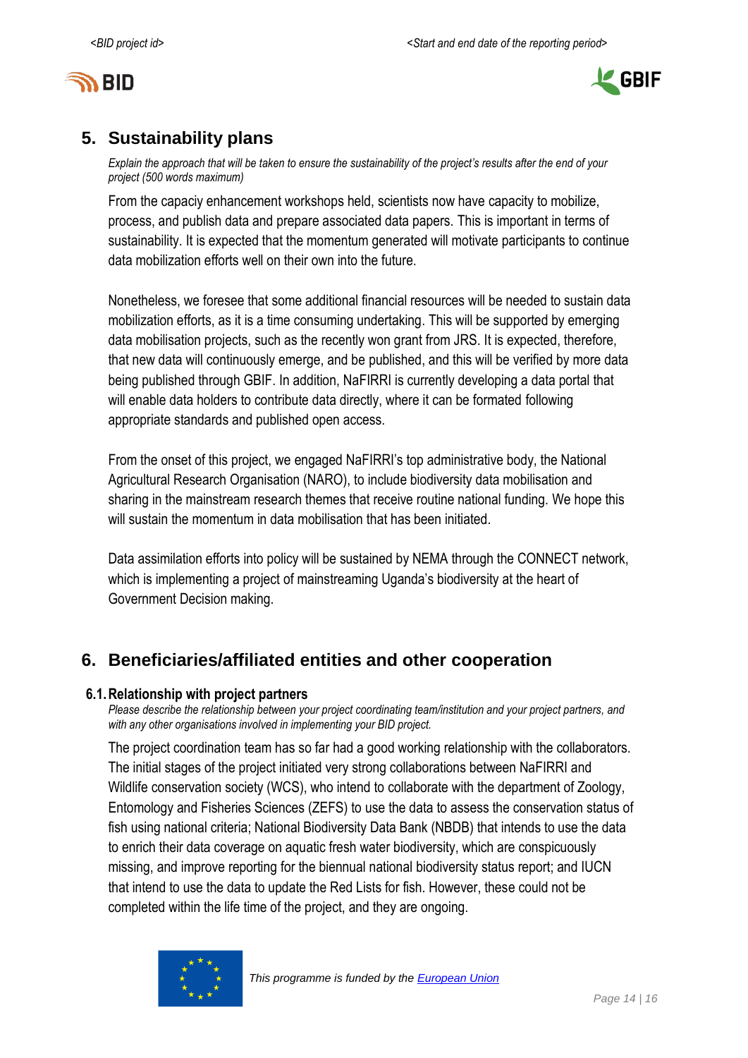## 5. Sustainability plans

*Explain the approach that will be taken to ensure the sustainability of the project's results after the end of your project (500 words maximum)*

From the capaciy enhancement workshops held, scientists now have capacity to mobilize, process, and publish data and prepare associated data papers. This is important in terms of sustainability. It is expected that the momentum generated will motivate participants to continue data mobilization efforts well on their own into the future.

Nonetheless, we foresee that some additional financial resources will be needed to sustain data mobilization efforts, as it is a time consuming undertaking. This will be supported by emerging data mobilisation projects, such as the recently won grant from JRS. It is expected, therefore, that new data will continuously emerge, and be published, and this will be verified by more data being published through GBIF. In addition, NaFIRRI is currently developing a data portal that will enable data holders to contribute data directly, where it can be formated following appropriate standards and published open access.

From the onset of this project, we engaged NaFIRRI's top administrative body, the National Agricultural Research Organisation (NARO), to include biodiversity data mobilisation and sharing in the mainstream research themes that receive routine national funding. We hope this will sustain the momentum in data mobilisation that has been initiated.

Data assimilation efforts into policy will be sustained by NEMA through the CONNECT network, which is implementing a project of mainstreaming Uganda's biodiversity at the heart of Government Decision making.

## 6. Beneficiaries/affiliated entities and other cooperation

### 6.1. Relationship with project partners

*Please describe the relationship between your project coordinating team/institution and your project partners, and with any other organisations involved in implementing your BID project.*

The project coordination team has so far had a good working relationship with the collaborators. The initial stages of the project initiated very strong collaborations between NaFIRRI and Wildlife conservation society (WCS), who intend to collaborate with the department of Zoology, Entomology and Fisheries Sciences (ZEFS) to use the data to assess the conservation status of fish using national criteria; National Biodiversity Data Bank (NBDB) that intends to use the data to enrich their data coverage on aquatic fresh water biodiversity, which are conspicuously missing, and improve reporting for the biennual national biodiversity status report; and IUCN that intend to use the data to update the Red Lists for fish. However, these could not be completed within the life time of the project, and they are ongoing.

*This programme is funded by the European Union*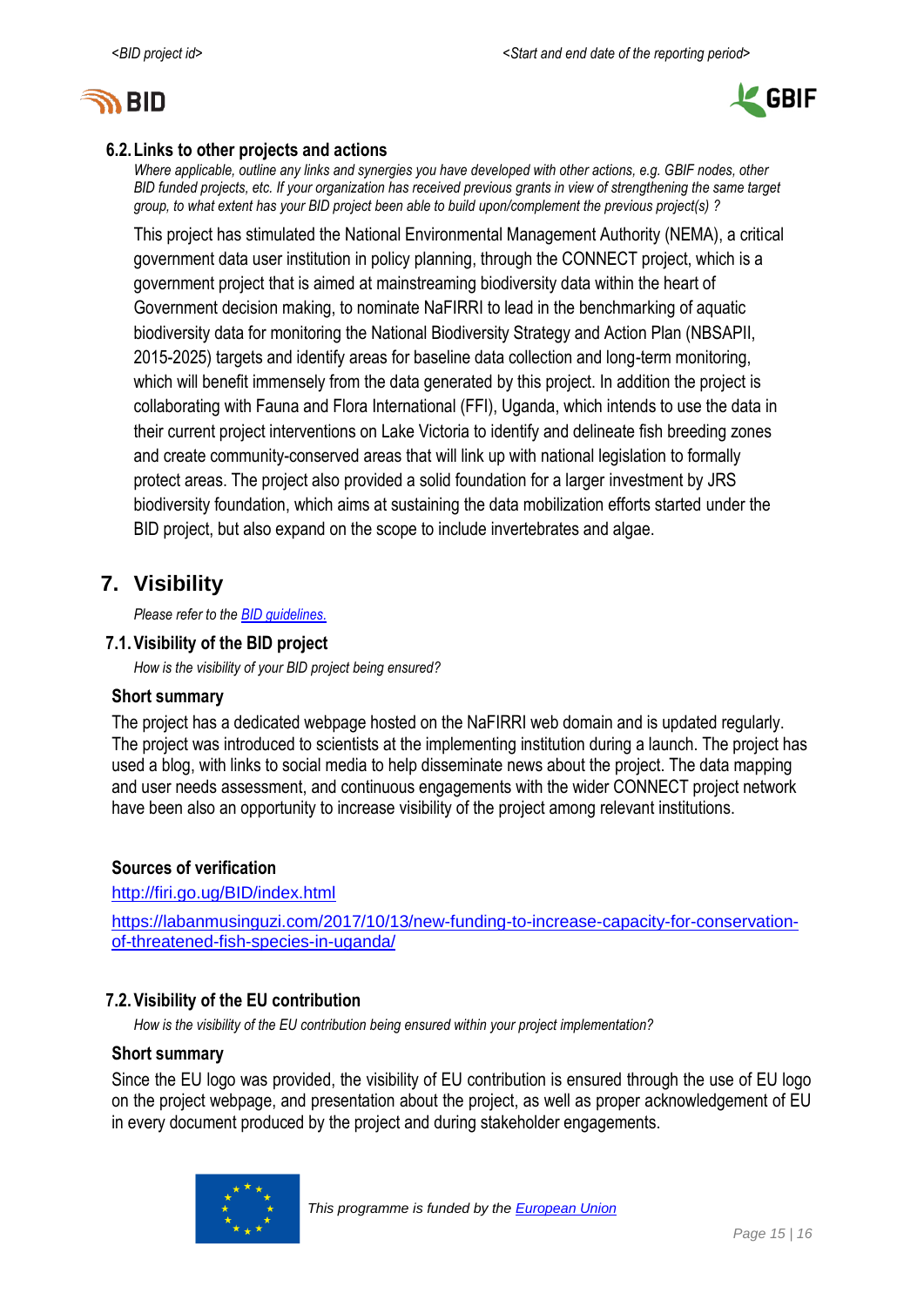### 6.2. Links to other projects and actions

*Where applicable, outline any links and synergies you have developed with other actions, e.g. GBIF nodes, other BID funded projects, etc. If your organization has received previous grants in view of strengthening the same target group, to what extent has your BID project been able to build upon/complement the previous project(s) ?*

This project has stimulated the National Environmental Management Authority (NEMA), a critical government data user institution in policy planning, through the CONNECT project, which is a government project that is aimed at mainstreaming biodiversity data within the heart of Government decision making, to nominate NaFIRRI to lead in the benchmarking of aquatic biodiversity data for monitoring the National Biodiversity Strategy and Action Plan (NBSAPII, 2015-2025) targets and identify areas for baseline data collection and long-term monitoring, which will benefit immensely from the data generated by this project. In addition the project is collaborating with Fauna and Flora International (FFI), Uganda, which intends to use the data in their current project interventions on Lake Victoria to identify and delineate fish breeding zones and create community-conserved areas that will link up with national legislation to formally protect areas. The project also provided a solid foundation for a larger investment by JRS biodiversity foundation, which aims at sustaining the data mobilization efforts started under the BID project, but also expand on the scope to include invertebrates and algae.

## 7. Visibility

*Please refer to the [BID guidelines.](BID guidelines)*

### 7.1. Visibility of the BID project

*How is the visibility of your BID project being ensured?*

**Short summary**

The project has a dedicated webpage hosted on the NaFIRRI web domain and is updated regularly. The project was introduced to scientists at the implementing institution during a launch. The project has used a blog, with links to social media to help disseminate news about the project. The data mapping and user needs assessment, and continuous engagements with the wider CONNECT project network have been also an opportunity to increase visibility of the project among relevant institutions.

**Sources of verification**

http://firi.go.ug/BID/index.html

https://labanmusinguzi.com/2017/10/13/new-funding-to-increase-capacity-for-conservation-of-threatened-fish-species-in-uganda/

### 7.2. Visibility of the EU contribution

*How is the visibility of the EU contribution being ensured within your project implementation?*

**Short summary**

Since the EU logo was provided, the visibility of EU contribution is ensured through the use of EU logo on the project webpage, and presentation about the project, as well as proper acknowledgement of EU in every document produced by the project and during stakeholder engagements.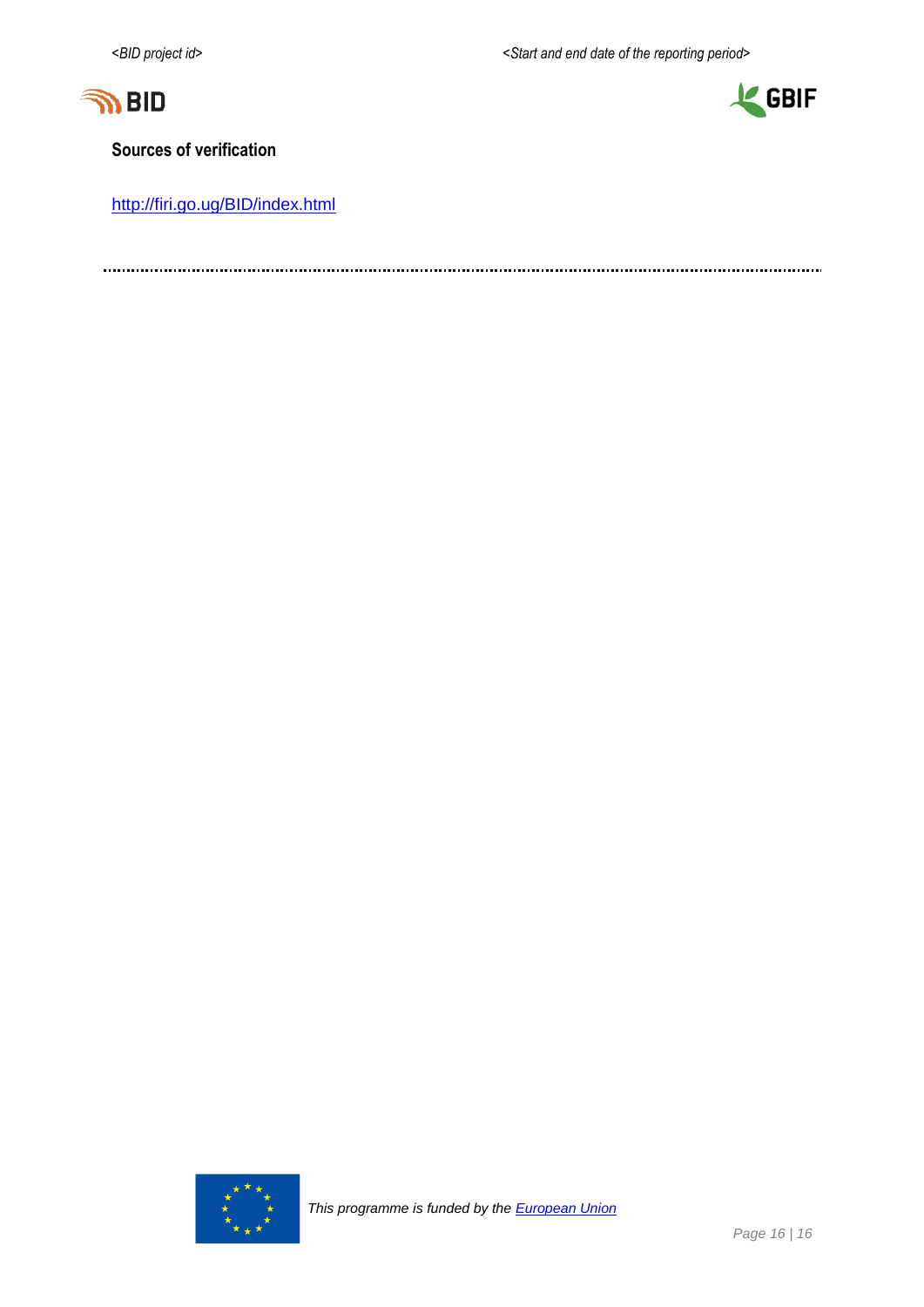**Sources of verification**

http://firi.go.ug/BID/index.html

---